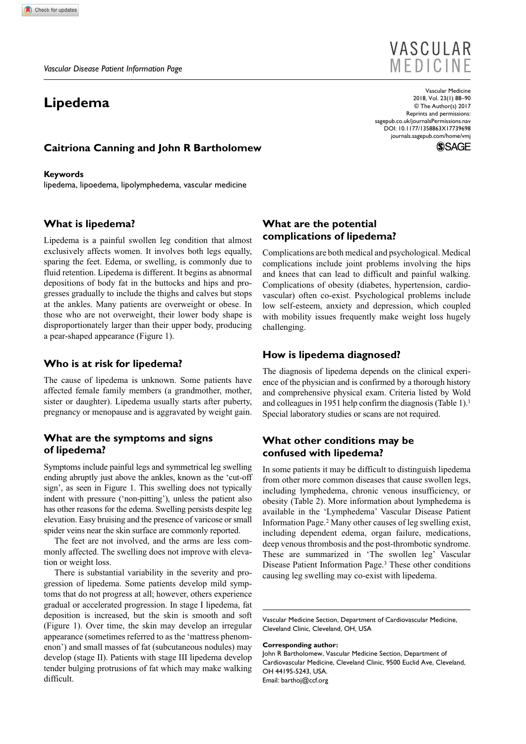*Vascular Disease Patient Information Page*

# Lipedema

**Caitriona Canning and John R Bartholomew**

**Keywords**

lipedema, lipoedema, lipolymphedema, vascular medicine

## What is lipedema?

Lipedema is a painful swollen leg condition that almost exclusively affects women. It involves both legs equally, sparing the feet. Edema, or swelling, is commonly due to fluid retention. Lipedema is different. It begins as abnormal depositions of body fat in the buttocks and hips and progresses gradually to include the thighs and calves but stops at the ankles. Many patients are overweight or obese. In those who are not overweight, their lower body shape is disproportionately larger than their upper body, producing a pear-shaped appearance (Figure 1).

## Who is at risk for lipedema?

The cause of lipedema is unknown. Some patients have affected female family members (a grandmother, mother, sister or daughter). Lipedema usually starts after puberty, pregnancy or menopause and is aggravated by weight gain.

## What are the symptoms and signs of lipedema?

Symptoms include painful legs and symmetrical leg swelling ending abruptly just above the ankles, known as the 'cut-off sign', as seen in Figure 1. This swelling does not typically indent with pressure ('non-pitting'), unless the patient also has other reasons for the edema. Swelling persists despite leg elevation. Easy bruising and the presence of varicose or small spider veins near the skin surface are commonly reported.

The feet are not involved, and the arms are less commonly affected. The swelling does not improve with elevation or weight loss.

There is substantial variability in the severity and progression of lipedema. Some patients develop mild symptoms that do not progress at all; however, others experience gradual or accelerated progression. In stage I lipedema, fat deposition is increased, but the skin is smooth and soft (Figure 1). Over time, the skin may develop an irregular appearance (sometimes referred to as the 'mattress phenomenon') and small masses of fat (subcutaneous nodules) may develop (stage II). Patients with stage III lipedema develop tender bulging protrusions of fat which may make walking difficult.

## What are the potential complications of lipedema?

Complications are both medical and psychological. Medical complications include joint problems involving the hips and knees that can lead to difficult and painful walking. Complications of obesity (diabetes, hypertension, cardiovascular) often co-exist. Psychological problems include low self-esteem, anxiety and depression, which coupled with mobility issues frequently make weight loss hugely challenging.

## How is lipedema diagnosed?

The diagnosis of lipedema depends on the clinical experience of the physician and is confirmed by a thorough history and comprehensive physical exam. Criteria listed by Wold and colleagues in 1951 help confirm the diagnosis (Table 1).[1] Special laboratory studies or scans are not required.

## What other conditions may be confused with lipedema?

In some patients it may be difficult to distinguish lipedema from other more common diseases that cause swollen legs, including lymphedema, chronic venous insufficiency, or obesity (Table 2). More information about lymphedema is available in the 'Lymphedema' Vascular Disease Patient Information Page.[2] Many other causes of leg swelling exist, including dependent edema, organ failure, medications, deep venous thrombosis and the post-thrombotic syndrome. These are summarized in 'The swollen leg' Vascular Disease Patient Information Page.[3] These other conditions causing leg swelling may co-exist with lipedema.

---

Vascular Medicine Section, Department of Cardiovascular Medicine, Cleveland Clinic, Cleveland, OH, USA

**Corresponding author:**

John R Bartholomew, Vascular Medicine Section, Department of Cardiovascular Medicine, Cleveland Clinic, 9500 Euclid Ave, Cleveland, OH 44195-5243, USA.

Email: barthoj@ccf.org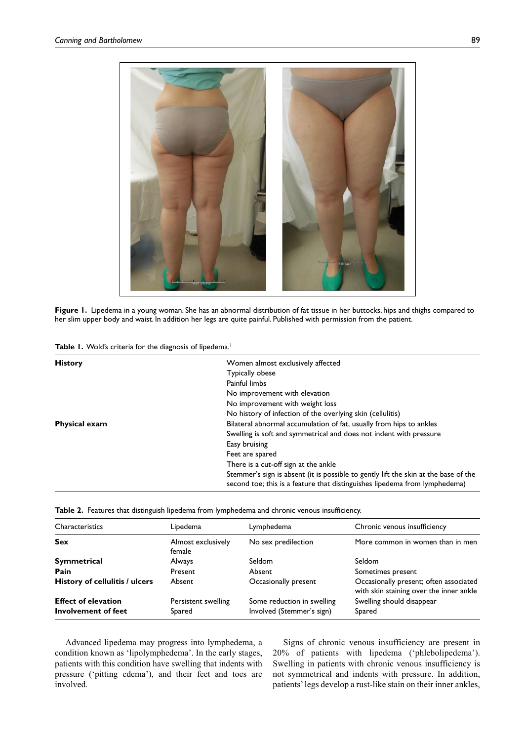**Figure 1.** Lipedema in a young woman. She has an abnormal distribution of fat tissue in her buttocks, hips and thighs compared to her slim upper body and waist. In addition her legs are quite painful. Published with permission from the patient.

**Table 1.** Wold's criteria for the diagnosis of lipedema.[1]

| | |
|---|---|
| **History** | Women almost exclusively affected |
| | Typically obese |
| | Painful limbs |
| | No improvement with elevation |
| | No improvement with weight loss |
| | No history of infection of the overlying skin (cellulitis) |
| **Physical exam** | Bilateral abnormal accumulation of fat, usually from hips to ankles |
| | Swelling is soft and symmetrical and does not indent with pressure |
| | Easy bruising |
| | Feet are spared |
| | There is a cut-off sign at the ankle |
| | Stemmer's sign is absent (it is possible to gently lift the skin at the base of the second toe; this is a feature that distinguishes lipedema from lymphedema) |

**Table 2.** Features that distinguish lipedema from lymphedema and chronic venous insufficiency.

| Characteristics | Lipedema | Lymphedema | Chronic venous insufficiency |
|---|---|---|---|
| **Sex** | Almost exclusively female | No sex predilection | More common in women than in men |
| **Symmetrical** | Always | Seldom | Seldom |
| **Pain** | Present | Absent | Sometimes present |
| **History of cellulitis / ulcers** | Absent | Occasionally present | Occasionally present; often associated with skin staining over the inner ankle |
| **Effect of elevation** | Persistent swelling | Some reduction in swelling | Swelling should disappear |
| **Involvement of feet** | Spared | Involved (Stemmer's sign) | Spared |

Advanced lipedema may progress into lymphedema, a condition known as 'lipolymphedema'. In the early stages, patients with this condition have swelling that indents with pressure ('pitting edema'), and their feet and toes are involved.

Signs of chronic venous insufficiency are present in 20% of patients with lipedema ('phlebolipedema'). Swelling in patients with chronic venous insufficiency is not symmetrical and indents with pressure. In addition, patients' legs develop a rust-like stain on their inner ankles,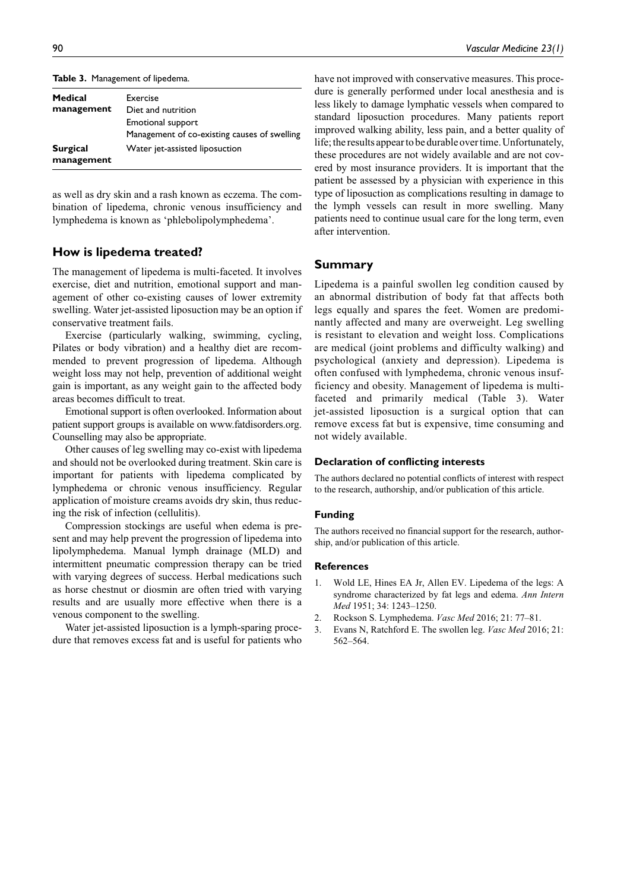**Table 3.** Management of lipedema.

| | |
|---|---|
| **Medical management** | Exercise<br>Diet and nutrition<br>Emotional support<br>Management of co-existing causes of swelling |
| **Surgical management** | Water jet-assisted liposuction |

as well as dry skin and a rash known as eczema. The combination of lipedema, chronic venous insufficiency and lymphedema is known as 'phlebolipolymphedema'.

## How is lipedema treated?

The management of lipedema is multi-faceted. It involves exercise, diet and nutrition, emotional support and management of other co-existing causes of lower extremity swelling. Water jet-assisted liposuction may be an option if conservative treatment fails.

Exercise (particularly walking, swimming, cycling, Pilates or body vibration) and a healthy diet are recommended to prevent progression of lipedema. Although weight loss may not help, prevention of additional weight gain is important, as any weight gain to the affected body areas becomes difficult to treat.

Emotional support is often overlooked. Information about patient support groups is available on www.fatdisorders.org. Counselling may also be appropriate.

Other causes of leg swelling may co-exist with lipedema and should not be overlooked during treatment. Skin care is important for patients with lipedema complicated by lymphedema or chronic venous insufficiency. Regular application of moisture creams avoids dry skin, thus reducing the risk of infection (cellulitis).

Compression stockings are useful when edema is present and may help prevent the progression of lipedema into lipolymphedema. Manual lymph drainage (MLD) and intermittent pneumatic compression therapy can be tried with varying degrees of success. Herbal medications such as horse chestnut or diosmin are often tried with varying results and are usually more effective when there is a venous component to the swelling.

Water jet-assisted liposuction is a lymph-sparing procedure that removes excess fat and is useful for patients who have not improved with conservative measures. This procedure is generally performed under local anesthesia and is less likely to damage lymphatic vessels when compared to standard liposuction procedures. Many patients report improved walking ability, less pain, and a better quality of life; the results appear to be durable over time. Unfortunately, these procedures are not widely available and are not covered by most insurance providers. It is important that the patient be assessed by a physician with experience in this type of liposuction as complications resulting in damage to the lymph vessels can result in more swelling. Many patients need to continue usual care for the long term, even after intervention.

## Summary

Lipedema is a painful swollen leg condition caused by an abnormal distribution of body fat that affects both legs equally and spares the feet. Women are predominantly affected and many are overweight. Leg swelling is resistant to elevation and weight loss. Complications are medical (joint problems and difficulty walking) and psychological (anxiety and depression). Lipedema is often confused with lymphedema, chronic venous insufficiency and obesity. Management of lipedema is multi-faceted and primarily medical (Table 3). Water jet-assisted liposuction is a surgical option that can remove excess fat but is expensive, time consuming and not widely available.

### Declaration of conflicting interests

The authors declared no potential conflicts of interest with respect to the research, authorship, and/or publication of this article.

### Funding

The authors received no financial support for the research, authorship, and/or publication of this article.

### References

1. Wold LE, Hines EA Jr, Allen EV. Lipedema of the legs: A syndrome characterized by fat legs and edema. *Ann Intern Med* 1951; 34: 1243–1250.
2. Rockson S. Lymphedema. *Vasc Med* 2016; 21: 77–81.
3. Evans N, Ratchford E. The swollen leg. *Vasc Med* 2016; 21: 562–564.